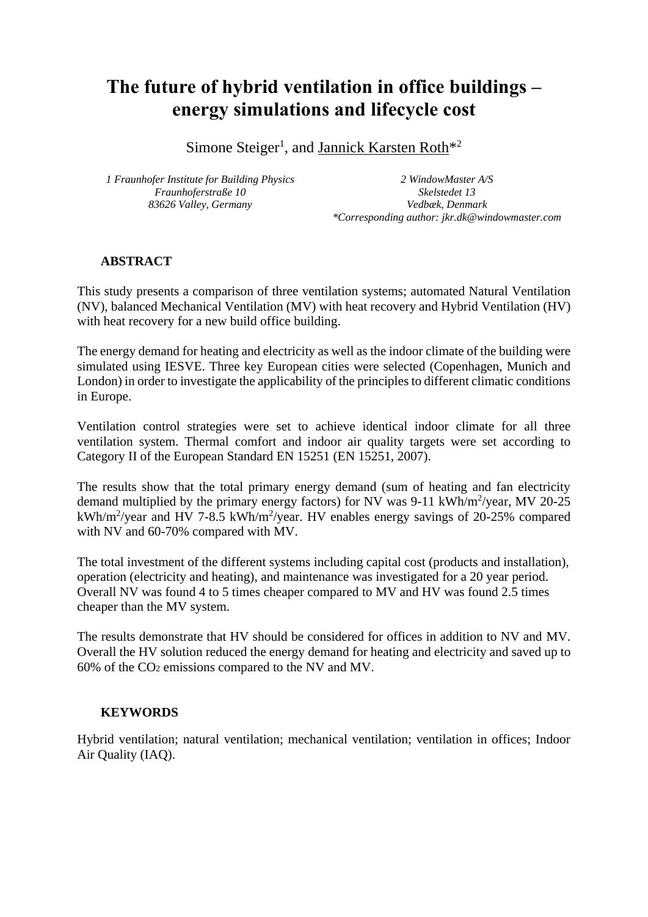# The future of hybrid ventilation in office buildings – energy simulations and lifecycle cost

Simone Steiger[1], and Jannick Karsten Roth*[2]

*1 Fraunhofer Institute for Building Physics*
*Fraunhoferstraße 10*
*83626 Valley, Germany*

*2 WindowMaster A/S*
*Skelstedet 13*
*Vedbæk, Denmark*
*\*Corresponding author: jkr.dk@windowmaster.com*

## ABSTRACT

This study presents a comparison of three ventilation systems; automated Natural Ventilation (NV), balanced Mechanical Ventilation (MV) with heat recovery and Hybrid Ventilation (HV) with heat recovery for a new build office building.

The energy demand for heating and electricity as well as the indoor climate of the building were simulated using IESVE. Three key European cities were selected (Copenhagen, Munich and London) in order to investigate the applicability of the principles to different climatic conditions in Europe.

Ventilation control strategies were set to achieve identical indoor climate for all three ventilation system. Thermal comfort and indoor air quality targets were set according to Category II of the European Standard EN 15251 (EN 15251, 2007).

The results show that the total primary energy demand (sum of heating and fan electricity demand multiplied by the primary energy factors) for NV was 9-11 kWh/m$^2$/year, MV 20-25 kWh/m$^2$/year and HV 7-8.5 kWh/m$^2$/year. HV enables energy savings of 20-25% compared with NV and 60-70% compared with MV.

The total investment of the different systems including capital cost (products and installation), operation (electricity and heating), and maintenance was investigated for a 20 year period. Overall NV was found 4 to 5 times cheaper compared to MV and HV was found 2.5 times cheaper than the MV system.

The results demonstrate that HV should be considered for offices in addition to NV and MV. Overall the HV solution reduced the energy demand for heating and electricity and saved up to 60% of the $CO_2$ emissions compared to the NV and MV.

## KEYWORDS

Hybrid ventilation; natural ventilation; mechanical ventilation; ventilation in offices; Indoor Air Quality (IAQ).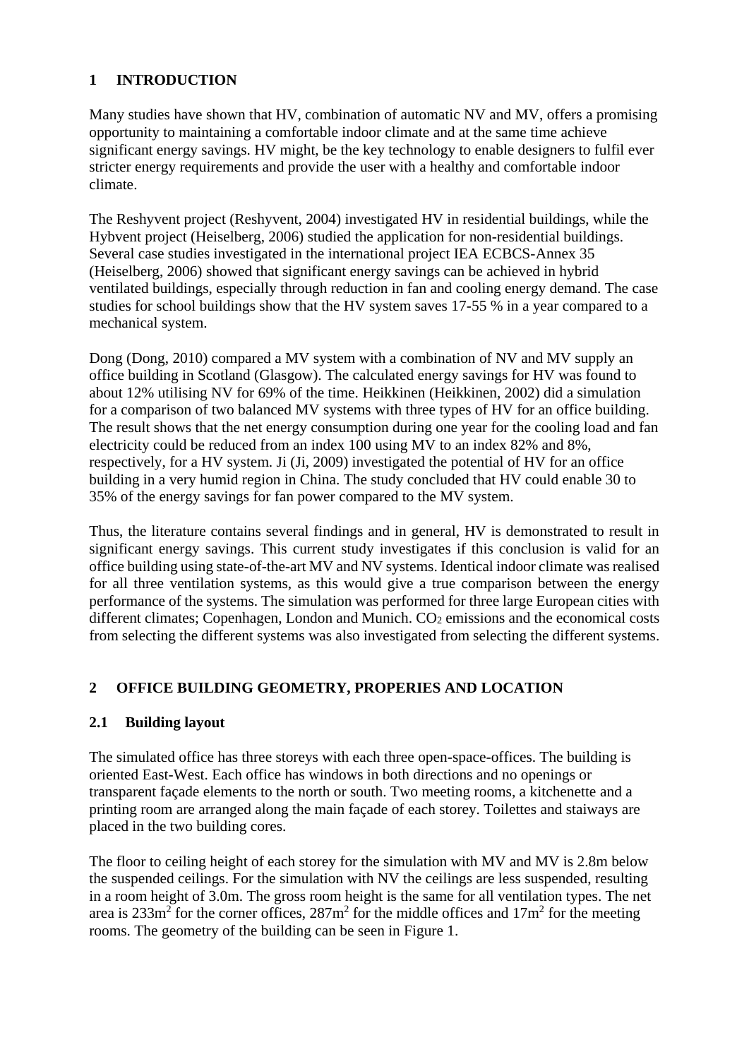## 1 INTRODUCTION

Many studies have shown that HV, combination of automatic NV and MV, offers a promising opportunity to maintaining a comfortable indoor climate and at the same time achieve significant energy savings. HV might, be the key technology to enable designers to fulfil ever stricter energy requirements and provide the user with a healthy and comfortable indoor climate.

The Reshyvent project (Reshyvent, 2004) investigated HV in residential buildings, while the Hybvent project (Heiselberg, 2006) studied the application for non-residential buildings. Several case studies investigated in the international project IEA ECBCS-Annex 35 (Heiselberg, 2006) showed that significant energy savings can be achieved in hybrid ventilated buildings, especially through reduction in fan and cooling energy demand. The case studies for school buildings show that the HV system saves 17-55 % in a year compared to a mechanical system.

Dong (Dong, 2010) compared a MV system with a combination of NV and MV supply an office building in Scotland (Glasgow). The calculated energy savings for HV was found to about 12% utilising NV for 69% of the time. Heikkinen (Heikkinen, 2002) did a simulation for a comparison of two balanced MV systems with three types of HV for an office building. The result shows that the net energy consumption during one year for the cooling load and fan electricity could be reduced from an index 100 using MV to an index 82% and 8%, respectively, for a HV system. Ji (Ji, 2009) investigated the potential of HV for an office building in a very humid region in China. The study concluded that HV could enable 30 to 35% of the energy savings for fan power compared to the MV system.

Thus, the literature contains several findings and in general, HV is demonstrated to result in significant energy savings. This current study investigates if this conclusion is valid for an office building using state-of-the-art MV and NV systems. Identical indoor climate was realised for all three ventilation systems, as this would give a true comparison between the energy performance of the systems. The simulation was performed for three large European cities with different climates; Copenhagen, London and Munich. $CO_2$ emissions and the economical costs from selecting the different systems was also investigated from selecting the different systems.

## 2 OFFICE BUILDING GEOMETRY, PROPERIES AND LOCATION

### 2.1 Building layout

The simulated office has three storeys with each three open-space-offices. The building is oriented East-West. Each office has windows in both directions and no openings or transparent façade elements to the north or south. Two meeting rooms, a kitchenette and a printing room are arranged along the main façade of each storey. Toilettes and staiways are placed in the two building cores.

The floor to ceiling height of each storey for the simulation with MV and MV is 2.8m below the suspended ceilings. For the simulation with NV the ceilings are less suspended, resulting in a room height of 3.0m. The gross room height is the same for all ventilation types. The net area is 233m$^2$ for the corner offices, 287m$^2$ for the middle offices and 17m$^2$ for the meeting rooms. The geometry of the building can be seen in Figure 1.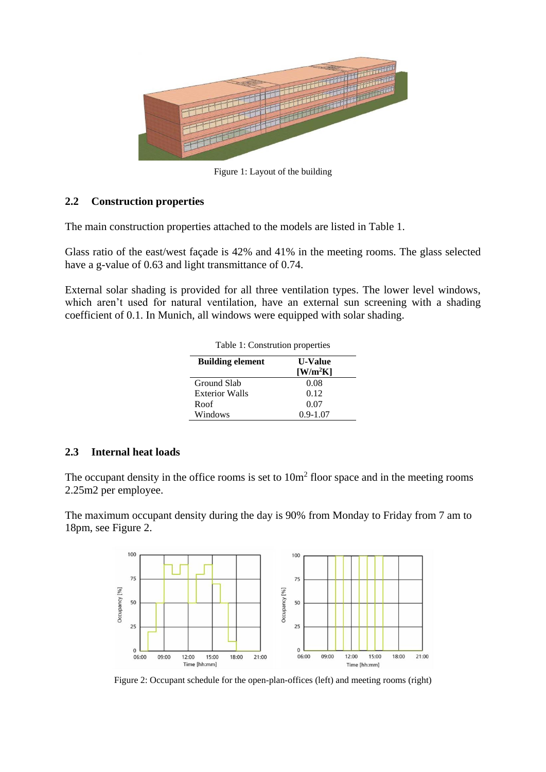Figure 1: Layout of the building

## 2.2 Construction properties

The main construction properties attached to the models are listed in Table 1.

Glass ratio of the east/west façade is 42% and 41% in the meeting rooms. The glass selected have a g-value of 0.63 and light transmittance of 0.74.

External solar shading is provided for all three ventilation types. The lower level windows, which aren't used for natural ventilation, have an external sun screening with a shading coefficient of 0.1. In Munich, all windows were equipped with solar shading.

Table 1: Constrution properties

| Building element | U-Value [W/m²K] |
|---|---|
| Ground Slab | 0.08 |
| Exterior Walls | 0.12 |
| Roof | 0.07 |
| Windows | 0.9-1.07 |

## 2.3 Internal heat loads

The occupant density in the office rooms is set to 10m² floor space and in the meeting rooms 2.25m2 per employee.

The maximum occupant density during the day is 90% from Monday to Friday from 7 am to 18pm, see Figure 2.

Figure 2: Occupant schedule for the open-plan-offices (left) and meeting rooms (right)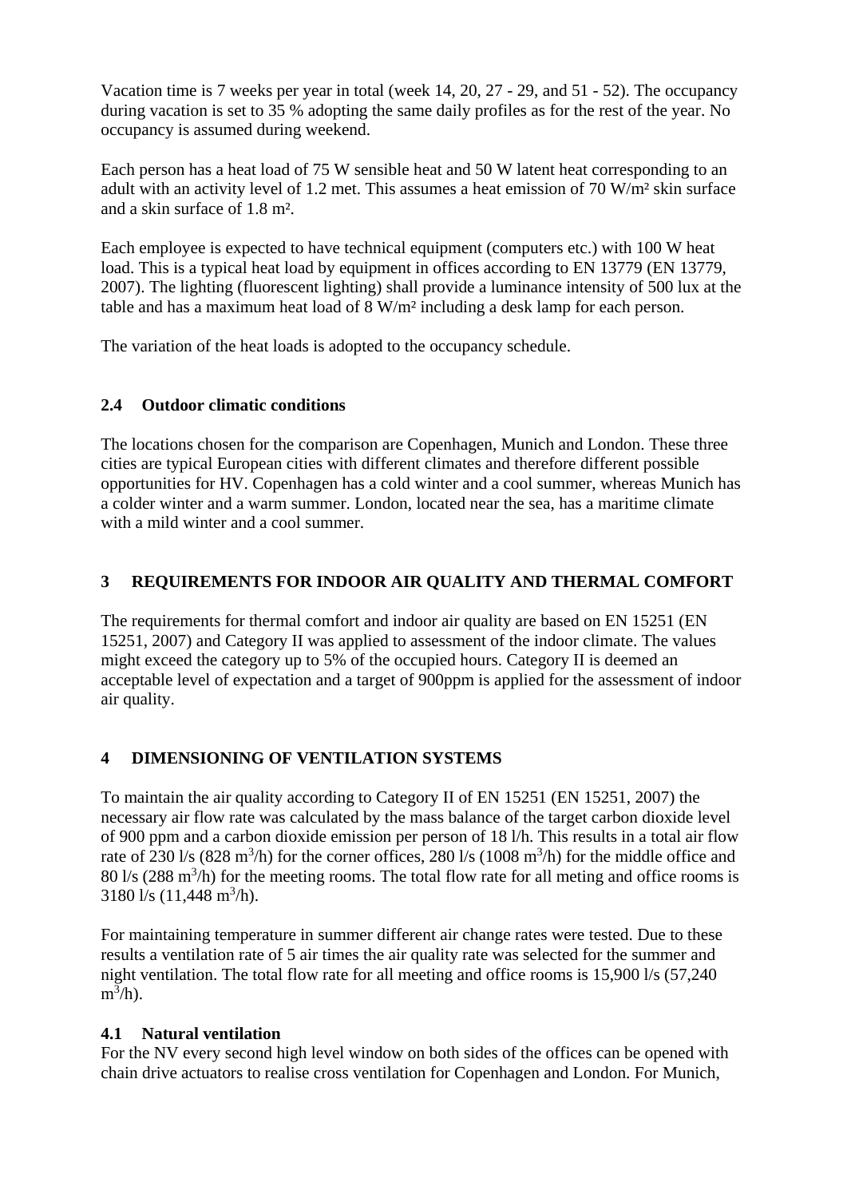Vacation time is 7 weeks per year in total (week 14, 20, 27 - 29, and 51 - 52). The occupancy during vacation is set to 35 % adopting the same daily profiles as for the rest of the year. No occupancy is assumed during weekend.

Each person has a heat load of 75 W sensible heat and 50 W latent heat corresponding to an adult with an activity level of 1.2 met. This assumes a heat emission of 70 W/m² skin surface and a skin surface of 1.8 m².

Each employee is expected to have technical equipment (computers etc.) with 100 W heat load. This is a typical heat load by equipment in offices according to EN 13779 (EN 13779, 2007). The lighting (fluorescent lighting) shall provide a luminance intensity of 500 lux at the table and has a maximum heat load of 8 W/m² including a desk lamp for each person.

The variation of the heat loads is adopted to the occupancy schedule.

### 2.4 Outdoor climatic conditions

The locations chosen for the comparison are Copenhagen, Munich and London. These three cities are typical European cities with different climates and therefore different possible opportunities for HV. Copenhagen has a cold winter and a cool summer, whereas Munich has a colder winter and a warm summer. London, located near the sea, has a maritime climate with a mild winter and a cool summer.

## 3 REQUIREMENTS FOR INDOOR AIR QUALITY AND THERMAL COMFORT

The requirements for thermal comfort and indoor air quality are based on EN 15251 (EN 15251, 2007) and Category II was applied to assessment of the indoor climate. The values might exceed the category up to 5% of the occupied hours. Category II is deemed an acceptable level of expectation and a target of 900ppm is applied for the assessment of indoor air quality.

## 4 DIMENSIONING OF VENTILATION SYSTEMS

To maintain the air quality according to Category II of EN 15251 (EN 15251, 2007) the necessary air flow rate was calculated by the mass balance of the target carbon dioxide level of 900 ppm and a carbon dioxide emission per person of 18 l/h. This results in a total air flow rate of 230 l/s (828 $m^3$/h) for the corner offices, 280 l/s (1008 $m^3$/h) for the middle office and 80 l/s (288 $m^3$/h) for the meeting rooms. The total flow rate for all meting and office rooms is 3180 l/s (11,448 $m^3$/h).

For maintaining temperature in summer different air change rates were tested. Due to these results a ventilation rate of 5 air times the air quality rate was selected for the summer and night ventilation. The total flow rate for all meeting and office rooms is 15,900 l/s (57,240 $m^3$/h).

### 4.1 Natural ventilation

For the NV every second high level window on both sides of the offices can be opened with chain drive actuators to realise cross ventilation for Copenhagen and London. For Munich,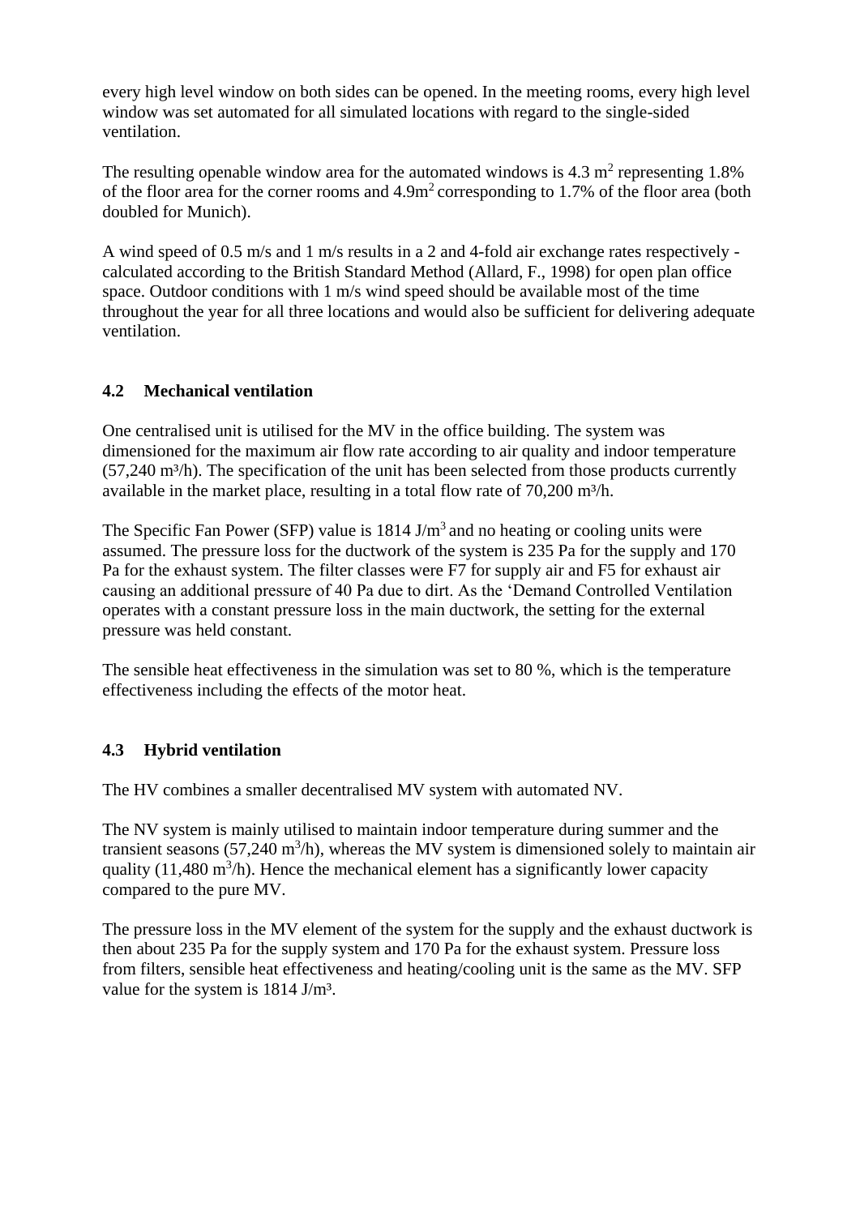every high level window on both sides can be opened. In the meeting rooms, every high level window was set automated for all simulated locations with regard to the single-sided ventilation.

The resulting openable window area for the automated windows is 4.3 $m^2$ representing 1.8% of the floor area for the corner rooms and 4.9$m^2$ corresponding to 1.7% of the floor area (both doubled for Munich).

A wind speed of 0.5 m/s and 1 m/s results in a 2 and 4-fold air exchange rates respectively - calculated according to the British Standard Method (Allard, F., 1998) for open plan office space. Outdoor conditions with 1 m/s wind speed should be available most of the time throughout the year for all three locations and would also be sufficient for delivering adequate ventilation.

## 4.2 Mechanical ventilation

One centralised unit is utilised for the MV in the office building. The system was dimensioned for the maximum air flow rate according to air quality and indoor temperature (57,240 $m^3$/h). The specification of the unit has been selected from those products currently available in the market place, resulting in a total flow rate of 70,200 $m^3$/h.

The Specific Fan Power (SFP) value is 1814 J/$m^3$ and no heating or cooling units were assumed. The pressure loss for the ductwork of the system is 235 Pa for the supply and 170 Pa for the exhaust system. The filter classes were F7 for supply air and F5 for exhaust air causing an additional pressure of 40 Pa due to dirt. As the 'Demand Controlled Ventilation operates with a constant pressure loss in the main ductwork, the setting for the external pressure was held constant.

The sensible heat effectiveness in the simulation was set to 80 %, which is the temperature effectiveness including the effects of the motor heat.

## 4.3 Hybrid ventilation

The HV combines a smaller decentralised MV system with automated NV.

The NV system is mainly utilised to maintain indoor temperature during summer and the transient seasons (57,240 $m^3$/h), whereas the MV system is dimensioned solely to maintain air quality (11,480 $m^3$/h). Hence the mechanical element has a significantly lower capacity compared to the pure MV.

The pressure loss in the MV element of the system for the supply and the exhaust ductwork is then about 235 Pa for the supply system and 170 Pa for the exhaust system. Pressure loss from filters, sensible heat effectiveness and heating/cooling unit is the same as the MV. SFP value for the system is 1814 J/$m^3$.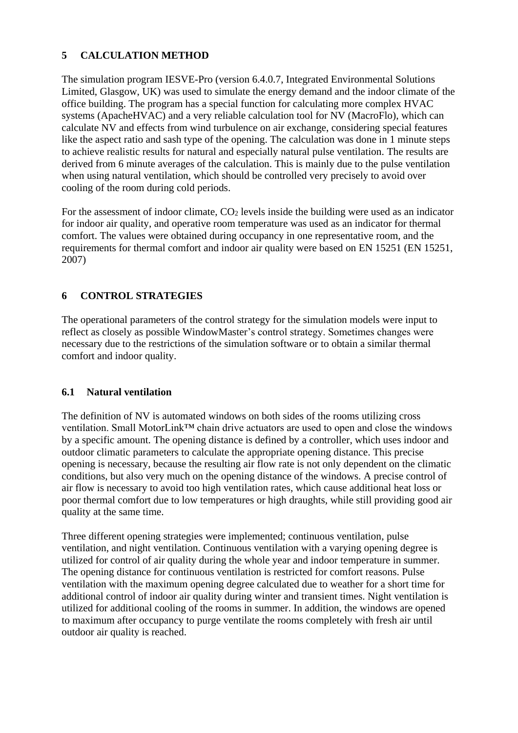## 5 CALCULATION METHOD

The simulation program IESVE-Pro (version 6.4.0.7, Integrated Environmental Solutions Limited, Glasgow, UK) was used to simulate the energy demand and the indoor climate of the office building. The program has a special function for calculating more complex HVAC systems (ApacheHVAC) and a very reliable calculation tool for NV (MacroFlo), which can calculate NV and effects from wind turbulence on air exchange, considering special features like the aspect ratio and sash type of the opening. The calculation was done in 1 minute steps to achieve realistic results for natural and especially natural pulse ventilation. The results are derived from 6 minute averages of the calculation. This is mainly due to the pulse ventilation when using natural ventilation, which should be controlled very precisely to avoid over cooling of the room during cold periods.

For the assessment of indoor climate, $CO_2$ levels inside the building were used as an indicator for indoor air quality, and operative room temperature was used as an indicator for thermal comfort. The values were obtained during occupancy in one representative room, and the requirements for thermal comfort and indoor air quality were based on EN 15251 (EN 15251, 2007)

## 6 CONTROL STRATEGIES

The operational parameters of the control strategy for the simulation models were input to reflect as closely as possible WindowMaster's control strategy. Sometimes changes were necessary due to the restrictions of the simulation software or to obtain a similar thermal comfort and indoor quality.

### 6.1 Natural ventilation

The definition of NV is automated windows on both sides of the rooms utilizing cross ventilation. Small MotorLink™ chain drive actuators are used to open and close the windows by a specific amount. The opening distance is defined by a controller, which uses indoor and outdoor climatic parameters to calculate the appropriate opening distance. This precise opening is necessary, because the resulting air flow rate is not only dependent on the climatic conditions, but also very much on the opening distance of the windows. A precise control of air flow is necessary to avoid too high ventilation rates, which cause additional heat loss or poor thermal comfort due to low temperatures or high draughts, while still providing good air quality at the same time.

Three different opening strategies were implemented; continuous ventilation, pulse ventilation, and night ventilation. Continuous ventilation with a varying opening degree is utilized for control of air quality during the whole year and indoor temperature in summer. The opening distance for continuous ventilation is restricted for comfort reasons. Pulse ventilation with the maximum opening degree calculated due to weather for a short time for additional control of indoor air quality during winter and transient times. Night ventilation is utilized for additional cooling of the rooms in summer. In addition, the windows are opened to maximum after occupancy to purge ventilate the rooms completely with fresh air until outdoor air quality is reached.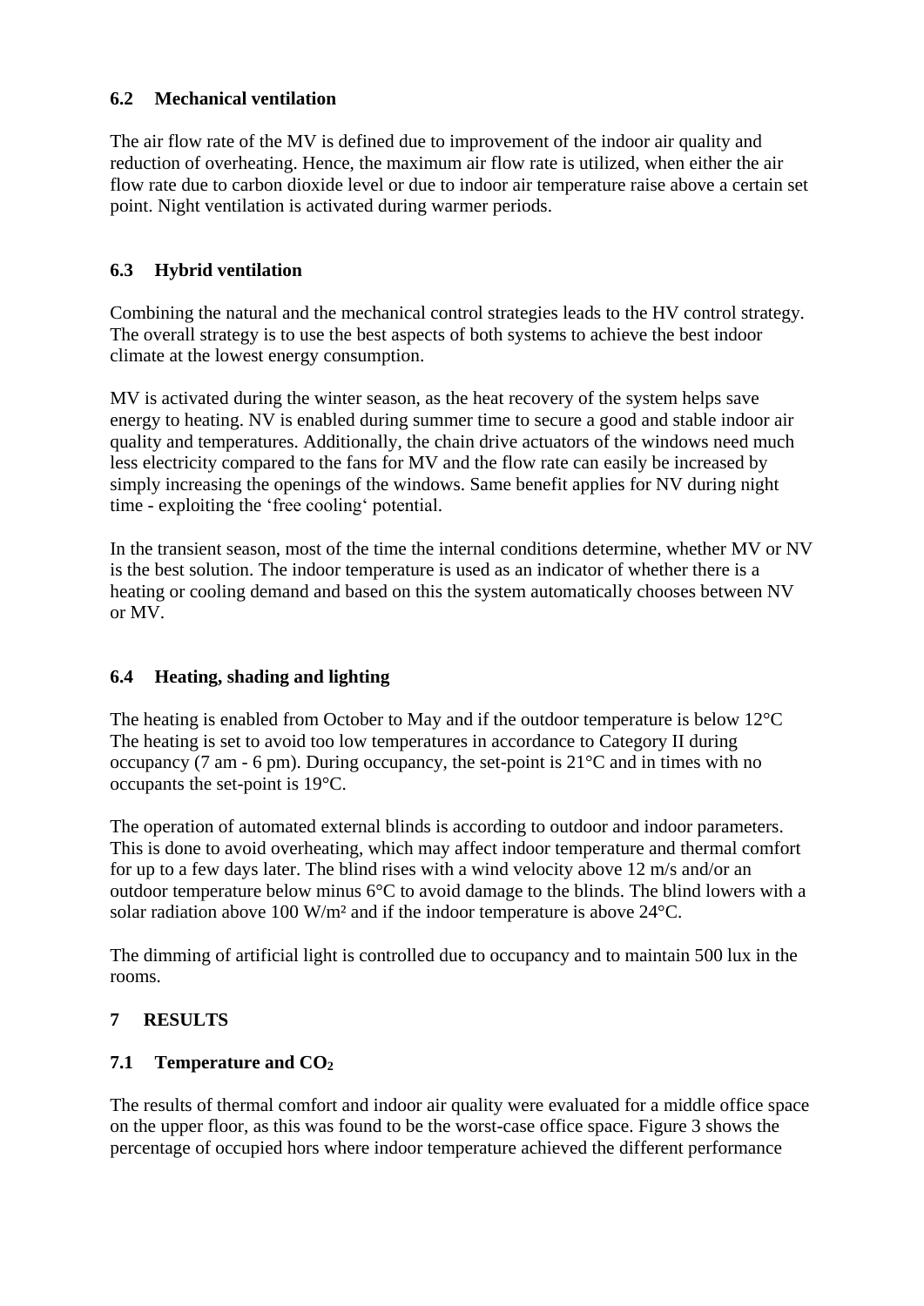### 6.2 Mechanical ventilation

The air flow rate of the MV is defined due to improvement of the indoor air quality and reduction of overheating. Hence, the maximum air flow rate is utilized, when either the air flow rate due to carbon dioxide level or due to indoor air temperature raise above a certain set point. Night ventilation is activated during warmer periods.

### 6.3 Hybrid ventilation

Combining the natural and the mechanical control strategies leads to the HV control strategy. The overall strategy is to use the best aspects of both systems to achieve the best indoor climate at the lowest energy consumption.

MV is activated during the winter season, as the heat recovery of the system helps save energy to heating. NV is enabled during summer time to secure a good and stable indoor air quality and temperatures. Additionally, the chain drive actuators of the windows need much less electricity compared to the fans for MV and the flow rate can easily be increased by simply increasing the openings of the windows. Same benefit applies for NV during night time - exploiting the 'free cooling' potential.

In the transient season, most of the time the internal conditions determine, whether MV or NV is the best solution. The indoor temperature is used as an indicator of whether there is a heating or cooling demand and based on this the system automatically chooses between NV or MV.

### 6.4 Heating, shading and lighting

The heating is enabled from October to May and if the outdoor temperature is below 12°C The heating is set to avoid too low temperatures in accordance to Category II during occupancy (7 am - 6 pm). During occupancy, the set-point is 21°C and in times with no occupants the set-point is 19°C.

The operation of automated external blinds is according to outdoor and indoor parameters. This is done to avoid overheating, which may affect indoor temperature and thermal comfort for up to a few days later. The blind rises with a wind velocity above 12 m/s and/or an outdoor temperature below minus 6°C to avoid damage to the blinds. The blind lowers with a solar radiation above 100 W/m² and if the indoor temperature is above 24°C.

The dimming of artificial light is controlled due to occupancy and to maintain 500 lux in the rooms.

## 7 RESULTS

### 7.1 Temperature and $CO_2$

The results of thermal comfort and indoor air quality were evaluated for a middle office space on the upper floor, as this was found to be the worst-case office space. Figure 3 shows the percentage of occupied hors where indoor temperature achieved the different performance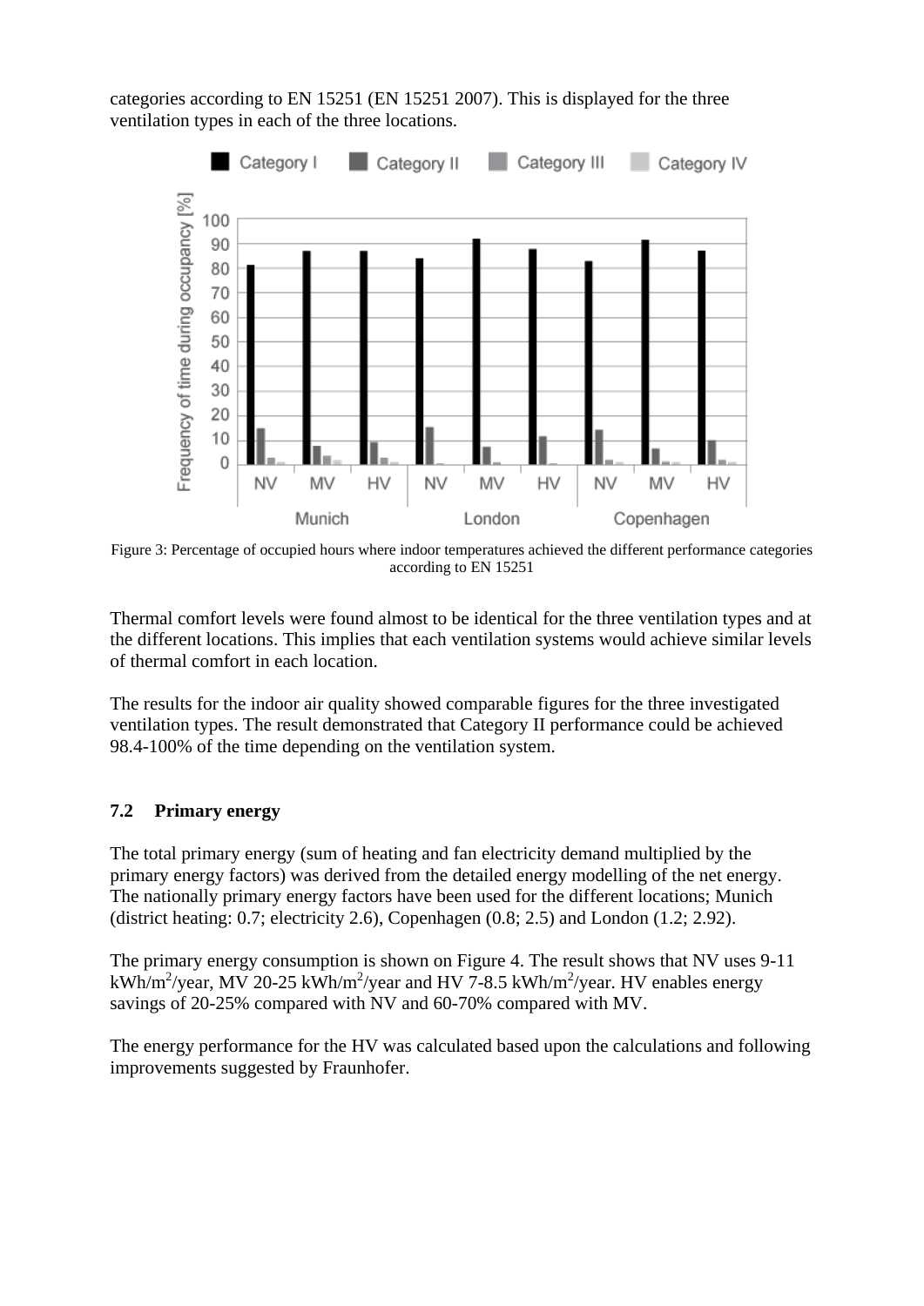categories according to EN 15251 (EN 15251 2007). This is displayed for the three ventilation types in each of the three locations.

Figure 3: Percentage of occupied hours where indoor temperatures achieved the different performance categories according to EN 15251

Thermal comfort levels were found almost to be identical for the three ventilation types and at the different locations. This implies that each ventilation systems would achieve similar levels of thermal comfort in each location.

The results for the indoor air quality showed comparable figures for the three investigated ventilation types. The result demonstrated that Category II performance could be achieved 98.4-100% of the time depending on the ventilation system.

### 7.2 Primary energy

The total primary energy (sum of heating and fan electricity demand multiplied by the primary energy factors) was derived from the detailed energy modelling of the net energy. The nationally primary energy factors have been used for the different locations; Munich (district heating: 0.7; electricity 2.6), Copenhagen (0.8; 2.5) and London (1.2; 2.92).

The primary energy consumption is shown on Figure 4. The result shows that NV uses 9-11 $kWh/m^2/year$, MV 20-25 $kWh/m^2/year$ and HV 7-8.5 $kWh/m^2/year$. HV enables energy savings of 20-25% compared with NV and 60-70% compared with MV.

The energy performance for the HV was calculated based upon the calculations and following improvements suggested by Fraunhofer.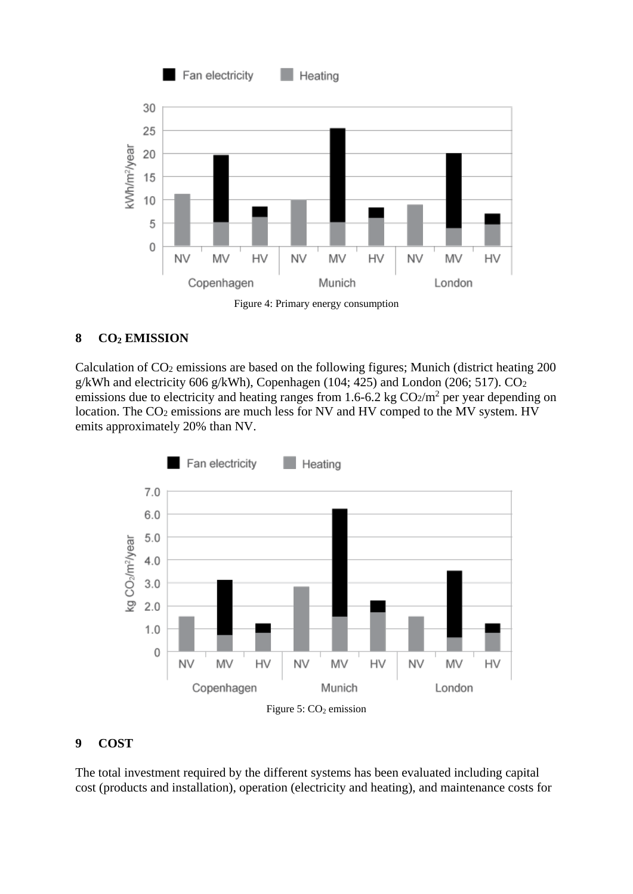Figure 4: Primary energy consumption

## 8 $CO_2$ EMISSION

Calculation of $CO_2$ emissions are based on the following figures; Munich (district heating 200 g/kWh and electricity 606 g/kWh), Copenhagen (104; 425) and London (206; 517). $CO_2$ emissions due to electricity and heating ranges from 1.6-6.2 kg $CO_2/m^2$ per year depending on location. The $CO_2$ emissions are much less for NV and HV comped to the MV system. HV emits approximately 20% than NV.

Figure 5: $CO_2$ emission

## 9 COST

The total investment required by the different systems has been evaluated including capital cost (products and installation), operation (electricity and heating), and maintenance costs for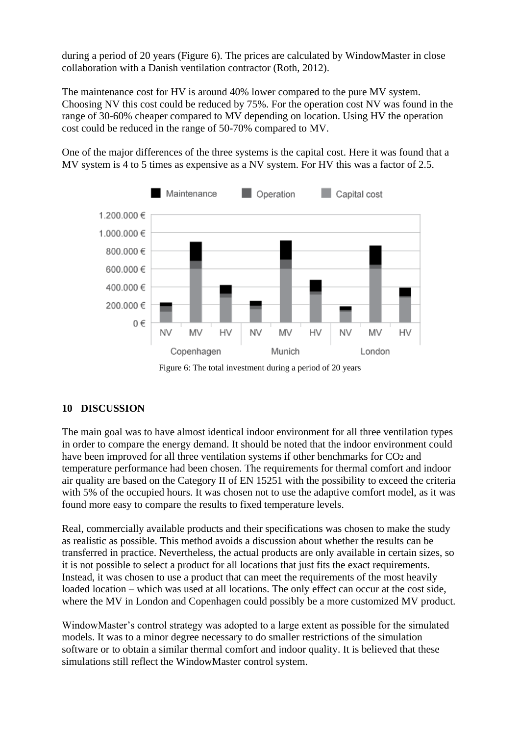during a period of 20 years (Figure 6). The prices are calculated by WindowMaster in close collaboration with a Danish ventilation contractor (Roth, 2012).

The maintenance cost for HV is around 40% lower compared to the pure MV system. Choosing NV this cost could be reduced by 75%. For the operation cost NV was found in the range of 30-60% cheaper compared to MV depending on location. Using HV the operation cost could be reduced in the range of 50-70% compared to MV.

One of the major differences of the three systems is the capital cost. Here it was found that a MV system is 4 to 5 times as expensive as a NV system. For HV this was a factor of 2.5.

Figure 6: The total investment during a period of 20 years

## 10 DISCUSSION

The main goal was to have almost identical indoor environment for all three ventilation types in order to compare the energy demand. It should be noted that the indoor environment could have been improved for all three ventilation systems if other benchmarks for $CO_2$ and temperature performance had been chosen. The requirements for thermal comfort and indoor air quality are based on the Category II of EN 15251 with the possibility to exceed the criteria with 5% of the occupied hours. It was chosen not to use the adaptive comfort model, as it was found more easy to compare the results to fixed temperature levels.

Real, commercially available products and their specifications was chosen to make the study as realistic as possible. This method avoids a discussion about whether the results can be transferred in practice. Nevertheless, the actual products are only available in certain sizes, so it is not possible to select a product for all locations that just fits the exact requirements. Instead, it was chosen to use a product that can meet the requirements of the most heavily loaded location – which was used at all locations. The only effect can occur at the cost side, where the MV in London and Copenhagen could possibly be a more customized MV product.

WindowMaster's control strategy was adopted to a large extent as possible for the simulated models. It was to a minor degree necessary to do smaller restrictions of the simulation software or to obtain a similar thermal comfort and indoor quality. It is believed that these simulations still reflect the WindowMaster control system.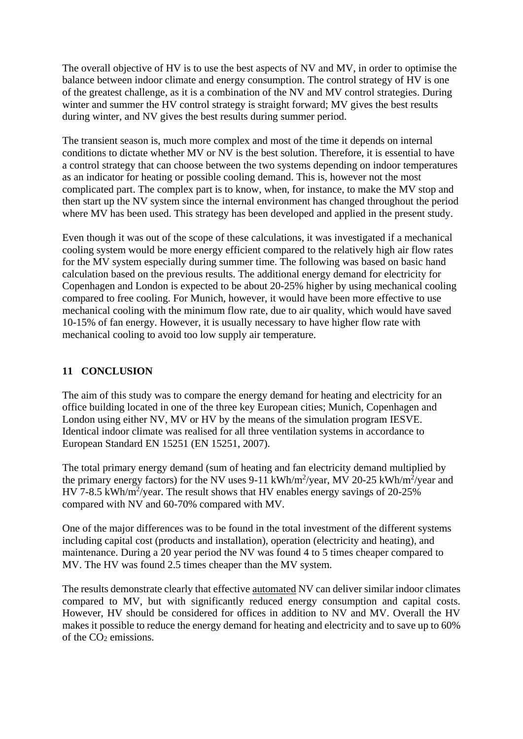The overall objective of HV is to use the best aspects of NV and MV, in order to optimise the balance between indoor climate and energy consumption. The control strategy of HV is one of the greatest challenge, as it is a combination of the NV and MV control strategies. During winter and summer the HV control strategy is straight forward; MV gives the best results during winter, and NV gives the best results during summer period.

The transient season is, much more complex and most of the time it depends on internal conditions to dictate whether MV or NV is the best solution. Therefore, it is essential to have a control strategy that can choose between the two systems depending on indoor temperatures as an indicator for heating or possible cooling demand. This is, however not the most complicated part. The complex part is to know, when, for instance, to make the MV stop and then start up the NV system since the internal environment has changed throughout the period where MV has been used. This strategy has been developed and applied in the present study.

Even though it was out of the scope of these calculations, it was investigated if a mechanical cooling system would be more energy efficient compared to the relatively high air flow rates for the MV system especially during summer time. The following was based on basic hand calculation based on the previous results. The additional energy demand for electricity for Copenhagen and London is expected to be about 20-25% higher by using mechanical cooling compared to free cooling. For Munich, however, it would have been more effective to use mechanical cooling with the minimum flow rate, due to air quality, which would have saved 10-15% of fan energy. However, it is usually necessary to have higher flow rate with mechanical cooling to avoid too low supply air temperature.

## 11 CONCLUSION

The aim of this study was to compare the energy demand for heating and electricity for an office building located in one of the three key European cities; Munich, Copenhagen and London using either NV, MV or HV by the means of the simulation program IESVE. Identical indoor climate was realised for all three ventilation systems in accordance to European Standard EN 15251 (EN 15251, 2007).

The total primary energy demand (sum of heating and fan electricity demand multiplied by the primary energy factors) for the NV uses 9-11 kWh/m$^2$/year, MV 20-25 kWh/m$^2$/year and HV 7-8.5 kWh/m$^2$/year. The result shows that HV enables energy savings of 20-25% compared with NV and 60-70% compared with MV.

One of the major differences was to be found in the total investment of the different systems including capital cost (products and installation), operation (electricity and heating), and maintenance. During a 20 year period the NV was found 4 to 5 times cheaper compared to MV. The HV was found 2.5 times cheaper than the MV system.

The results demonstrate clearly that effective automated NV can deliver similar indoor climates compared to MV, but with significantly reduced energy consumption and capital costs. However, HV should be considered for offices in addition to NV and MV. Overall the HV makes it possible to reduce the energy demand for heating and electricity and to save up to 60% of the $CO_2$ emissions.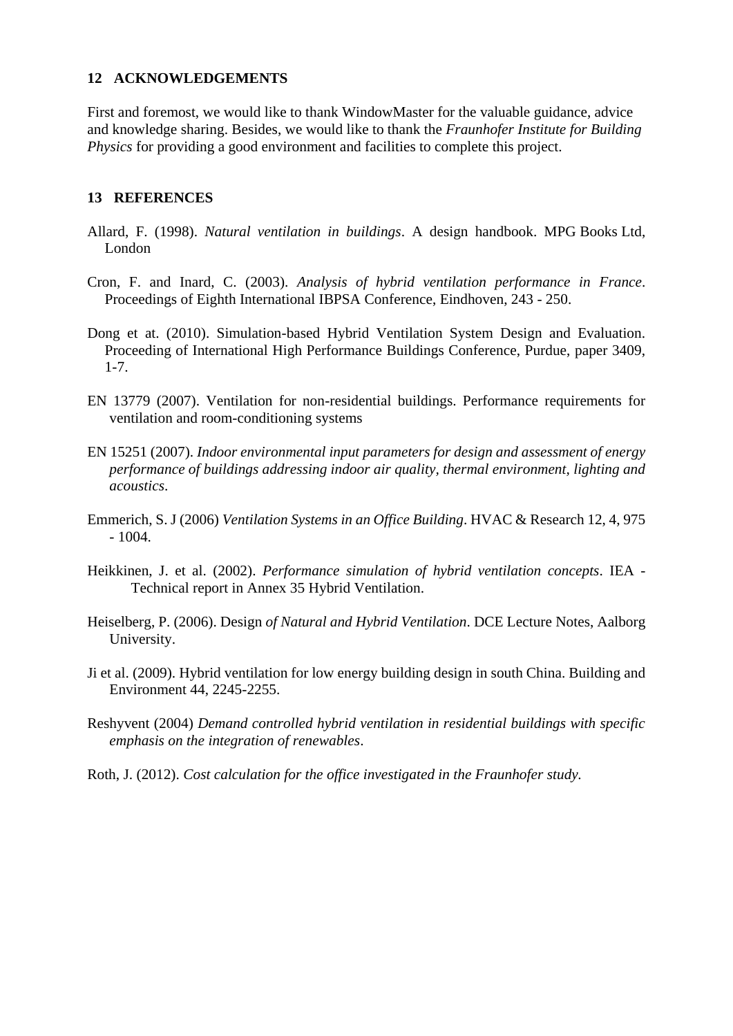## 12 ACKNOWLEDGEMENTS

First and foremost, we would like to thank WindowMaster for the valuable guidance, advice and knowledge sharing. Besides, we would like to thank the *Fraunhofer Institute for Building Physics* for providing a good environment and facilities to complete this project.

## 13 REFERENCES

Allard, F. (1998). *Natural ventilation in buildings*. A design handbook. MPG Books Ltd, London

Cron, F. and Inard, C. (2003). *Analysis of hybrid ventilation performance in France*. Proceedings of Eighth International IBPSA Conference, Eindhoven, 243 - 250.

Dong et at. (2010). Simulation-based Hybrid Ventilation System Design and Evaluation. Proceeding of International High Performance Buildings Conference, Purdue, paper 3409, 1-7.

EN 13779 (2007). Ventilation for non-residential buildings. Performance requirements for ventilation and room-conditioning systems

EN 15251 (2007). *Indoor environmental input parameters for design and assessment of energy performance of buildings addressing indoor air quality, thermal environment, lighting and acoustics*.

Emmerich, S. J (2006) *Ventilation Systems in an Office Building*. HVAC & Research 12, 4, 975 - 1004.

Heikkinen, J. et al. (2002). *Performance simulation of hybrid ventilation concepts*. IEA - Technical report in Annex 35 Hybrid Ventilation.

Heiselberg, P. (2006). Design *of Natural and Hybrid Ventilation*. DCE Lecture Notes, Aalborg University.

Ji et al. (2009). Hybrid ventilation for low energy building design in south China. Building and Environment 44, 2245-2255.

Reshyvent (2004) *Demand controlled hybrid ventilation in residential buildings with specific emphasis on the integration of renewables*.

Roth, J. (2012). *Cost calculation for the office investigated in the Fraunhofer study.*